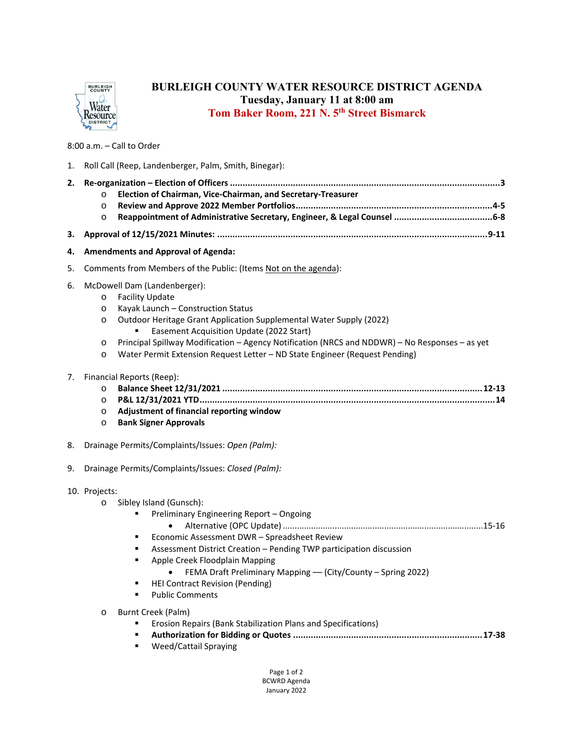# BURLEIGH COUNTY WATER RESOURCE DISTRICT AGENDA

## Tuesday, January 11 at 8:00 am

## Tom Baker Room, 221 N. 5th Street Bismarck

8:00 a.m. – Call to Order

1. Roll Call (Reep, Landenberger, Palm, Smith, Binegar):
2. **Re-organization – Election of Officers ........................................ 3**
   - **Election of Chairman, Vice-Chairman, and Secretary-Treasurer**
   - **Review and Approve 2022 Member Portfolios ........................................ 4-5**
   - **Reappointment of Administrative Secretary, Engineer, & Legal Counsel ........................................ 6-8**
3. **Approval of 12/15/2021 Minutes: ........................................ 9-11**
4. **Amendments and Approval of Agenda:**
5. Comments from Members of the Public: (Items Not on the agenda):
6. McDowell Dam (Landenberger):
   - Facility Update
   - Kayak Launch – Construction Status
   - Outdoor Heritage Grant Application Supplemental Water Supply (2022)
     - Easement Acquisition Update (2022 Start)
   - Principal Spillway Modification – Agency Notification (NRCS and NDDWR) – No Responses – as yet
   - Water Permit Extension Request Letter – ND State Engineer (Request Pending)
7. Financial Reports (Reep):
   - **Balance Sheet 12/31/2021 ........................................ 12-13**
   - **P&L 12/31/2021 YTD ........................................ 14**
   - **Adjustment of financial reporting window**
   - **Bank Signer Approvals**
8. Drainage Permits/Complaints/Issues: *Open (Palm):*
9. Drainage Permits/Complaints/Issues: *Closed (Palm):*
10. Projects:
    - Sibley Island (Gunsch):
      - Preliminary Engineering Report – Ongoing
        - Alternative (OPC Update) ........................................ 15-16
      - Economic Assessment DWR – Spreadsheet Review
      - Assessment District Creation – Pending TWP participation discussion
      - Apple Creek Floodplain Mapping
        - FEMA Draft Preliminary Mapping — (City/County – Spring 2022)
      - HEI Contract Revision (Pending)
      - Public Comments
    - Burnt Creek (Palm)
      - Erosion Repairs (Bank Stabilization Plans and Specifications)
      - **Authorization for Bidding or Quotes ........................................ 17-38**
      - Weed/Cattail Spraying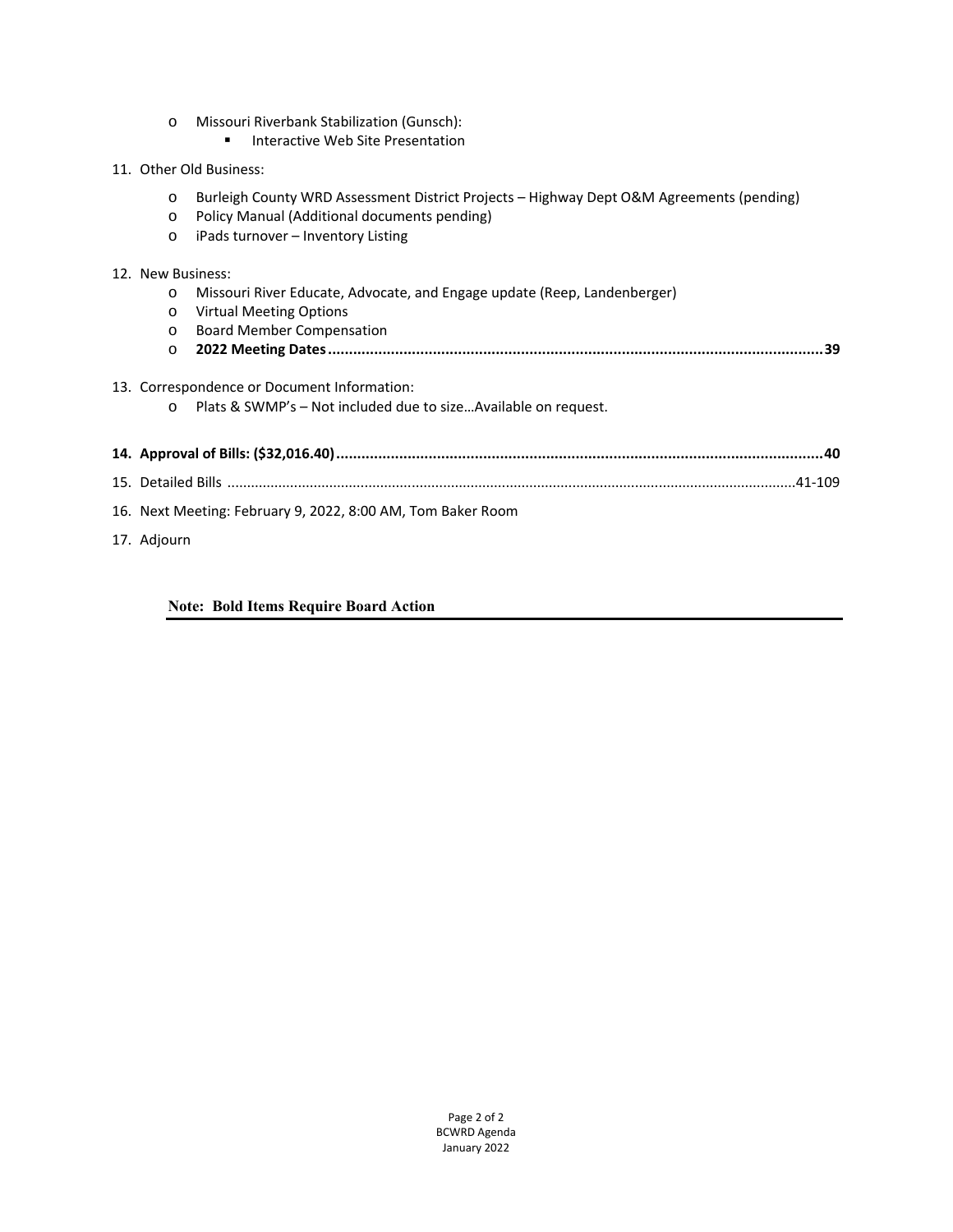- Missouri Riverbank Stabilization (Gunsch):
  - Interactive Web Site Presentation

11. Other Old Business:
    - Burleigh County WRD Assessment District Projects – Highway Dept O&M Agreements (pending)
    - Policy Manual (Additional documents pending)
    - iPads turnover – Inventory Listing

12. New Business:
    - Missouri River Educate, Advocate, and Engage update (Reep, Landenberger)
    - Virtual Meeting Options
    - Board Member Compensation
    - **2022 Meeting Dates.....................................................................................................................39**

13. Correspondence or Document Information:
    - Plats & SWMP's – Not included due to size…Available on request.

14. **Approval of Bills: ($32,016.40)..................................................................................................................40**

15. Detailed Bills ...............................................................................................................................................41-109

16. Next Meeting: February 9, 2022, 8:00 AM, Tom Baker Room

17. Adjourn

**Note: Bold Items Require Board Action**